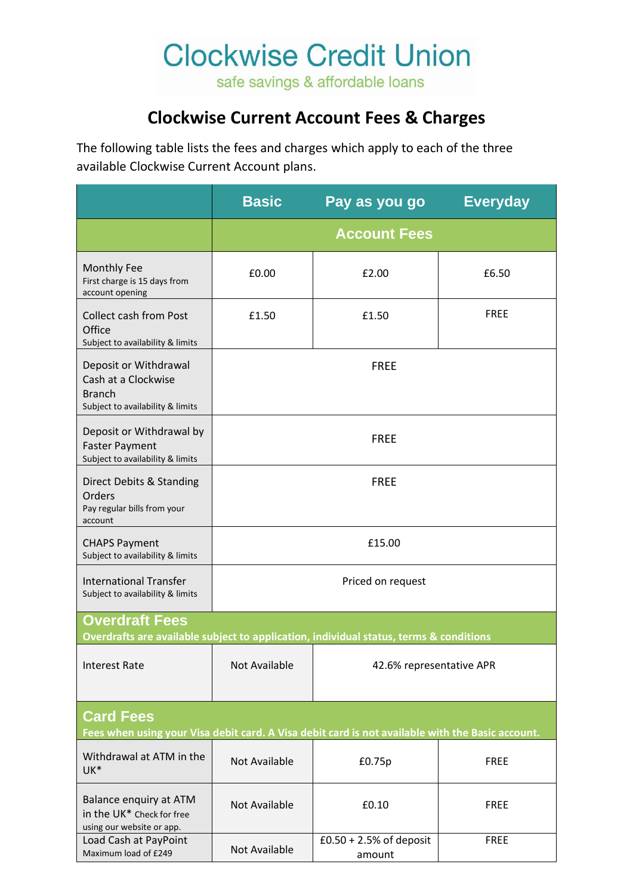# Clockwise Credit Union

safe savings & affordable loans

## Clockwise Current Account Fees & Charges

The following table lists the fees and charges which apply to each of the three available Clockwise Current Account plans.

| | Basic | Pay as you go | Everyday |
|---|---|---|---|
| | **Account Fees** | | |
| Monthly Fee<br>First charge is 15 days from account opening | £0.00 | £2.00 | £6.50 |
| Collect cash from Post Office<br>Subject to availability & limits | £1.50 | £1.50 | FREE |
| Deposit or Withdrawal Cash at a Clockwise Branch<br>Subject to availability & limits | FREE | | |
| Deposit or Withdrawal by Faster Payment<br>Subject to availability & limits | FREE | | |
| Direct Debits & Standing Orders<br>Pay regular bills from your account | FREE | | |
| CHAPS Payment<br>Subject to availability & limits | £15.00 | | |
| International Transfer<br>Subject to availability & limits | Priced on request | | |
| **Overdraft Fees**<br>**Overdrafts are available subject to application, individual status, terms & conditions** | | | |
| Interest Rate | Not Available | 42.6% representative APR | |
| **Card Fees**<br>**Fees when using your Visa debit card. A Visa debit card is not available with the Basic account.** | | | |
| Withdrawal at ATM in the UK* | Not Available | £0.75p | FREE |
| Balance enquiry at ATM in the UK* Check for free using our website or app. | Not Available | £0.10 | FREE |
| Load Cash at PayPoint<br>Maximum load of £249 | Not Available | £0.50 + 2.5% of deposit amount | FREE |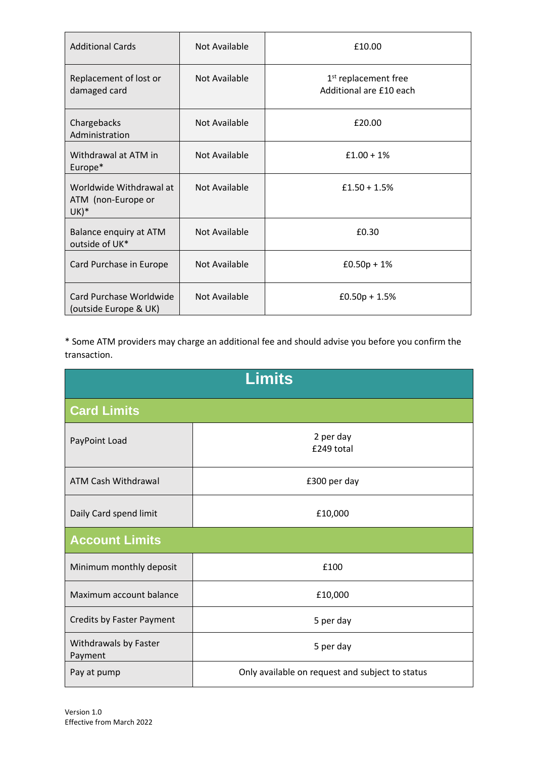| | | |
|---|---|---|
| Additional Cards | Not Available | £10.00 |
| Replacement of lost or damaged card | Not Available | 1st replacement free<br>Additional are £10 each |
| Chargebacks Administration | Not Available | £20.00 |
| Withdrawal at ATM in Europe* | Not Available | £1.00 + 1% |
| Worldwide Withdrawal at ATM (non-Europe or UK)* | Not Available | £1.50 + 1.5% |
| Balance enquiry at ATM outside of UK* | Not Available | £0.30 |
| Card Purchase in Europe | Not Available | £0.50p + 1% |
| Card Purchase Worldwide (outside Europe & UK) | Not Available | £0.50p + 1.5% |

* Some ATM providers may charge an additional fee and should advise you before you confirm the transaction.

## Limits

### Card Limits

| | |
|---|---|
| PayPoint Load | 2 per day<br>£249 total |
| ATM Cash Withdrawal | £300 per day |
| Daily Card spend limit | £10,000 |

### Account Limits

| | |
|---|---|
| Minimum monthly deposit | £100 |
| Maximum account balance | £10,000 |
| Credits by Faster Payment | 5 per day |
| Withdrawals by Faster Payment | 5 per day |
| Pay at pump | Only available on request and subject to status |

Version 1.0
Effective from March 2022